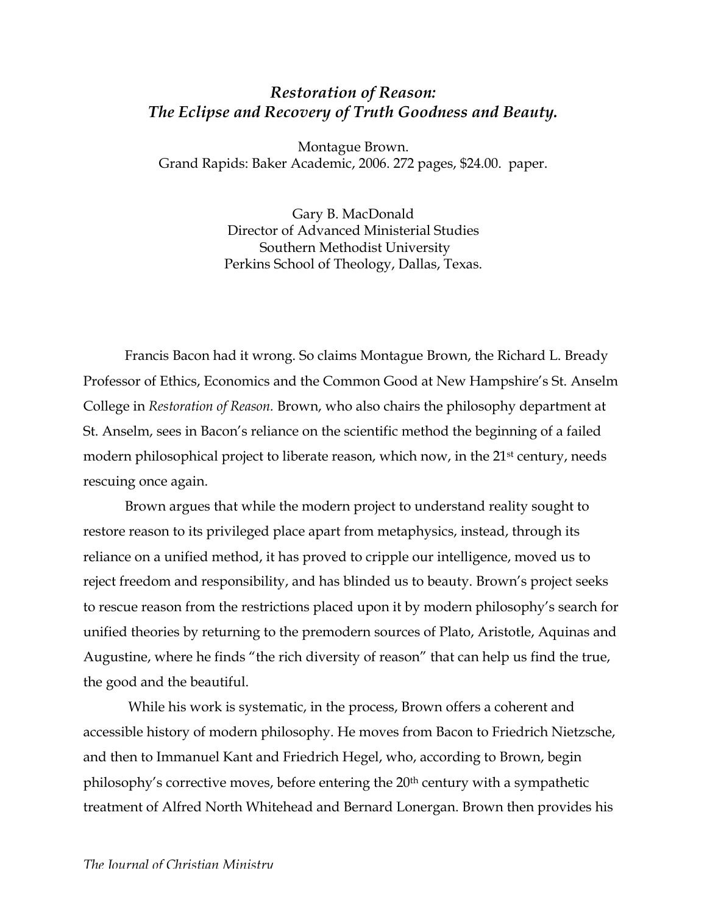# *Restoration of Reason: The Eclipse and Recovery of Truth Goodness and Beauty.*

Montague Brown.
Grand Rapids: Baker Academic, 2006. 272 pages, $24.00. paper.

Gary B. MacDonald
Director of Advanced Ministerial Studies
Southern Methodist University
Perkins School of Theology, Dallas, Texas.

Francis Bacon had it wrong. So claims Montague Brown, the Richard L. Bready Professor of Ethics, Economics and the Common Good at New Hampshire's St. Anselm College in *Restoration of Reason.* Brown, who also chairs the philosophy department at St. Anselm, sees in Bacon's reliance on the scientific method the beginning of a failed modern philosophical project to liberate reason, which now, in the 21st century, needs rescuing once again.

Brown argues that while the modern project to understand reality sought to restore reason to its privileged place apart from metaphysics, instead, through its reliance on a unified method, it has proved to cripple our intelligence, moved us to reject freedom and responsibility, and has blinded us to beauty. Brown's project seeks to rescue reason from the restrictions placed upon it by modern philosophy's search for unified theories by returning to the premodern sources of Plato, Aristotle, Aquinas and Augustine, where he finds "the rich diversity of reason" that can help us find the true, the good and the beautiful.

While his work is systematic, in the process, Brown offers a coherent and accessible history of modern philosophy. He moves from Bacon to Friedrich Nietzsche, and then to Immanuel Kant and Friedrich Hegel, who, according to Brown, begin philosophy's corrective moves, before entering the 20th century with a sympathetic treatment of Alfred North Whitehead and Bernard Lonergan. Brown then provides his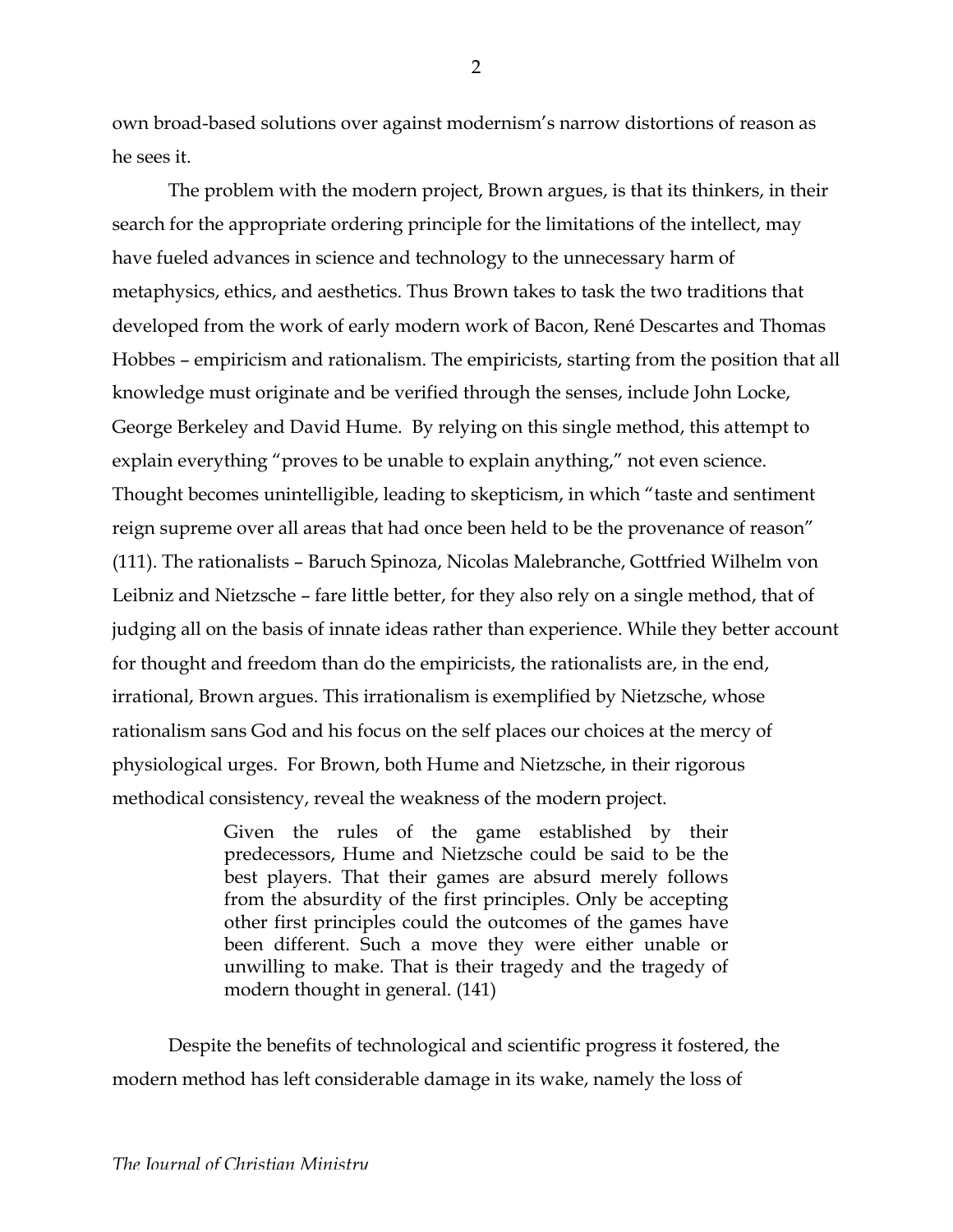own broad-based solutions over against modernism's narrow distortions of reason as he sees it.

The problem with the modern project, Brown argues, is that its thinkers, in their search for the appropriate ordering principle for the limitations of the intellect, may have fueled advances in science and technology to the unnecessary harm of metaphysics, ethics, and aesthetics. Thus Brown takes to task the two traditions that developed from the work of early modern work of Bacon, René Descartes and Thomas Hobbes – empiricism and rationalism. The empiricists, starting from the position that all knowledge must originate and be verified through the senses, include John Locke, George Berkeley and David Hume. By relying on this single method, this attempt to explain everything "proves to be unable to explain anything," not even science. Thought becomes unintelligible, leading to skepticism, in which "taste and sentiment reign supreme over all areas that had once been held to be the provenance of reason" (111). The rationalists – Baruch Spinoza, Nicolas Malebranche, Gottfried Wilhelm von Leibniz and Nietzsche – fare little better, for they also rely on a single method, that of judging all on the basis of innate ideas rather than experience. While they better account for thought and freedom than do the empiricists, the rationalists are, in the end, irrational, Brown argues. This irrationalism is exemplified by Nietzsche, whose rationalism sans God and his focus on the self places our choices at the mercy of physiological urges. For Brown, both Hume and Nietzsche, in their rigorous methodical consistency, reveal the weakness of the modern project.

> Given the rules of the game established by their predecessors, Hume and Nietzsche could be said to be the best players. That their games are absurd merely follows from the absurdity of the first principles. Only be accepting other first principles could the outcomes of the games have been different. Such a move they were either unable or unwilling to make. That is their tragedy and the tragedy of modern thought in general. (141)

Despite the benefits of technological and scientific progress it fostered, the modern method has left considerable damage in its wake, namely the loss of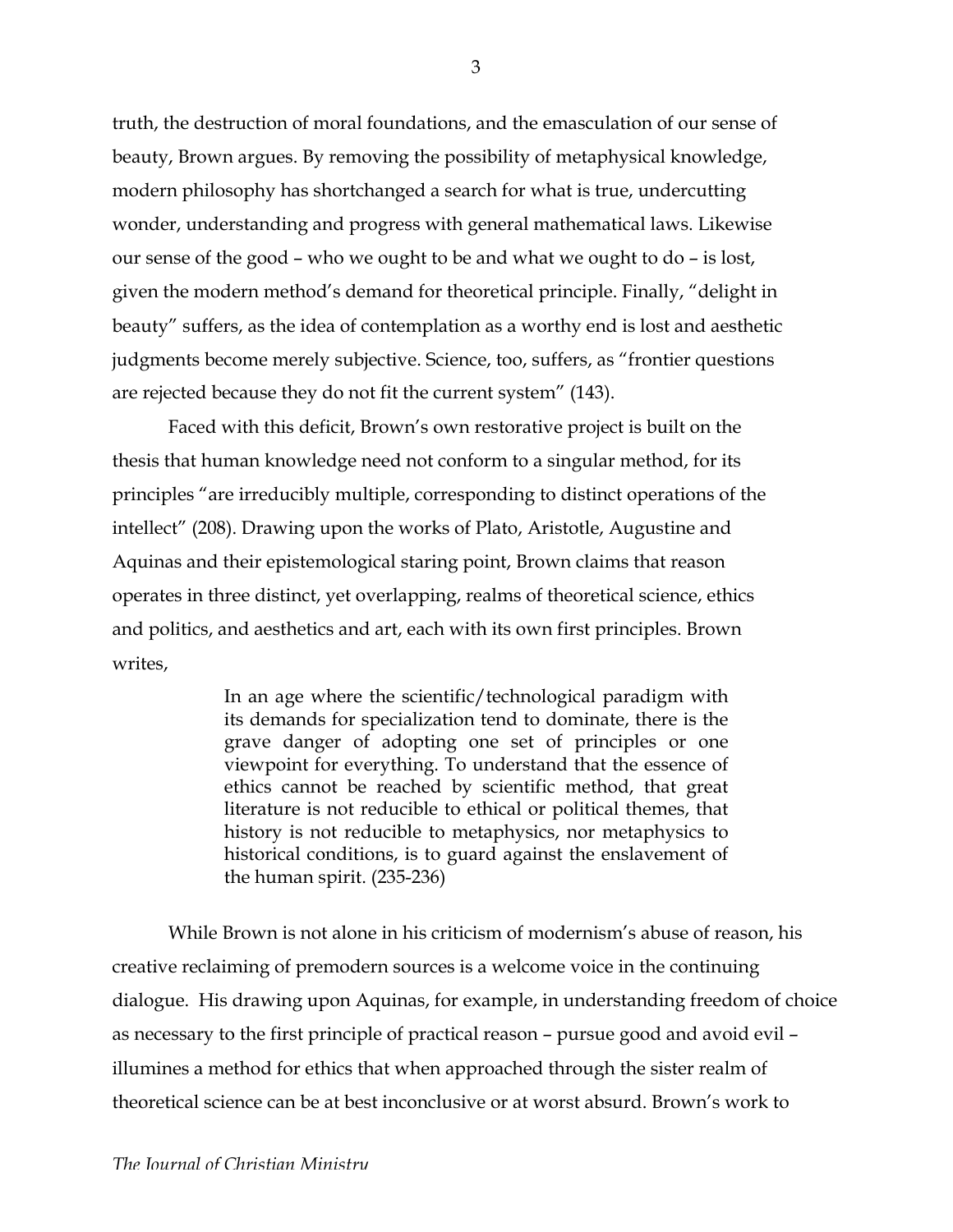truth, the destruction of moral foundations, and the emasculation of our sense of beauty, Brown argues. By removing the possibility of metaphysical knowledge, modern philosophy has shortchanged a search for what is true, undercutting wonder, understanding and progress with general mathematical laws. Likewise our sense of the good – who we ought to be and what we ought to do – is lost, given the modern method's demand for theoretical principle. Finally, "delight in beauty" suffers, as the idea of contemplation as a worthy end is lost and aesthetic judgments become merely subjective. Science, too, suffers, as "frontier questions are rejected because they do not fit the current system" (143).

Faced with this deficit, Brown's own restorative project is built on the thesis that human knowledge need not conform to a singular method, for its principles "are irreducibly multiple, corresponding to distinct operations of the intellect" (208). Drawing upon the works of Plato, Aristotle, Augustine and Aquinas and their epistemological staring point, Brown claims that reason operates in three distinct, yet overlapping, realms of theoretical science, ethics and politics, and aesthetics and art, each with its own first principles. Brown writes,

> In an age where the scientific/technological paradigm with its demands for specialization tend to dominate, there is the grave danger of adopting one set of principles or one viewpoint for everything. To understand that the essence of ethics cannot be reached by scientific method, that great literature is not reducible to ethical or political themes, that history is not reducible to metaphysics, nor metaphysics to historical conditions, is to guard against the enslavement of the human spirit. (235-236)

While Brown is not alone in his criticism of modernism's abuse of reason, his creative reclaiming of premodern sources is a welcome voice in the continuing dialogue. His drawing upon Aquinas, for example, in understanding freedom of choice as necessary to the first principle of practical reason – pursue good and avoid evil – illumines a method for ethics that when approached through the sister realm of theoretical science can be at best inconclusive or at worst absurd. Brown's work to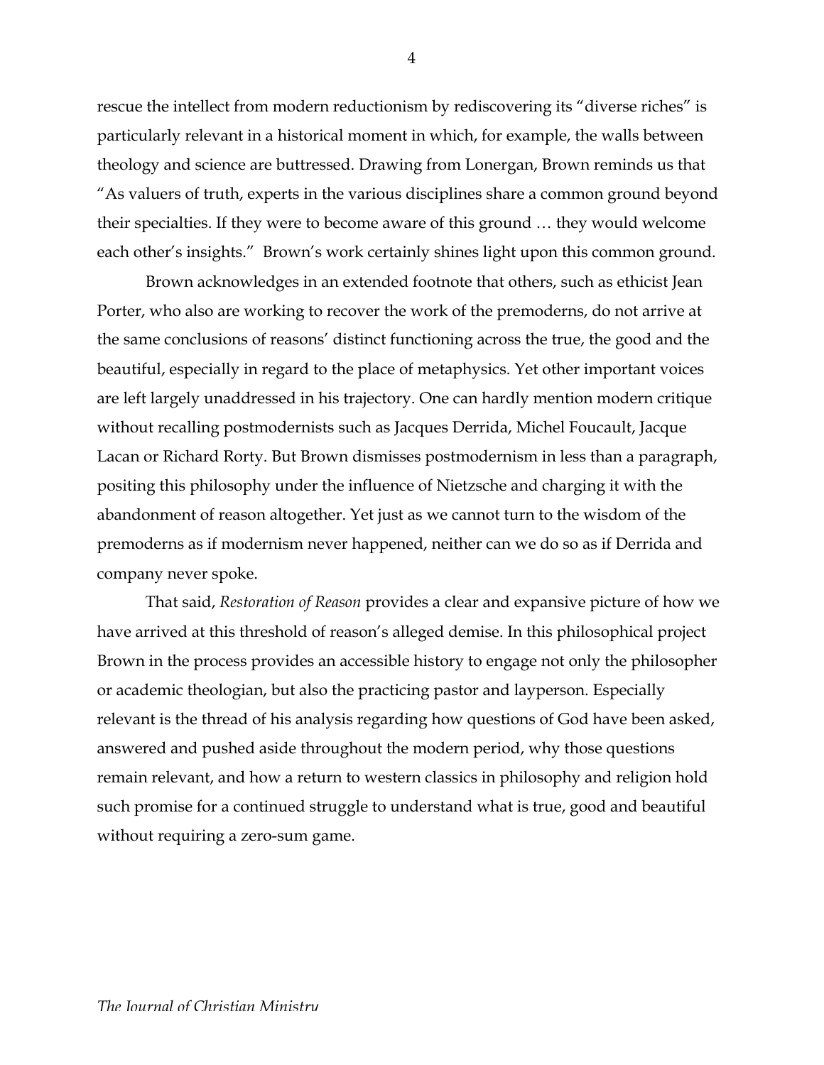rescue the intellect from modern reductionism by rediscovering its "diverse riches" is particularly relevant in a historical moment in which, for example, the walls between theology and science are buttressed. Drawing from Lonergan, Brown reminds us that "As valuers of truth, experts in the various disciplines share a common ground beyond their specialties. If they were to become aware of this ground … they would welcome each other's insights." Brown's work certainly shines light upon this common ground.

Brown acknowledges in an extended footnote that others, such as ethicist Jean Porter, who also are working to recover the work of the premoderns, do not arrive at the same conclusions of reasons' distinct functioning across the true, the good and the beautiful, especially in regard to the place of metaphysics. Yet other important voices are left largely unaddressed in his trajectory. One can hardly mention modern critique without recalling postmodernists such as Jacques Derrida, Michel Foucault, Jacque Lacan or Richard Rorty. But Brown dismisses postmodernism in less than a paragraph, positing this philosophy under the influence of Nietzsche and charging it with the abandonment of reason altogether. Yet just as we cannot turn to the wisdom of the premoderns as if modernism never happened, neither can we do so as if Derrida and company never spoke.

That said, *Restoration of Reason* provides a clear and expansive picture of how we have arrived at this threshold of reason's alleged demise. In this philosophical project Brown in the process provides an accessible history to engage not only the philosopher or academic theologian, but also the practicing pastor and layperson. Especially relevant is the thread of his analysis regarding how questions of God have been asked, answered and pushed aside throughout the modern period, why those questions remain relevant, and how a return to western classics in philosophy and religion hold such promise for a continued struggle to understand what is true, good and beautiful without requiring a zero-sum game.